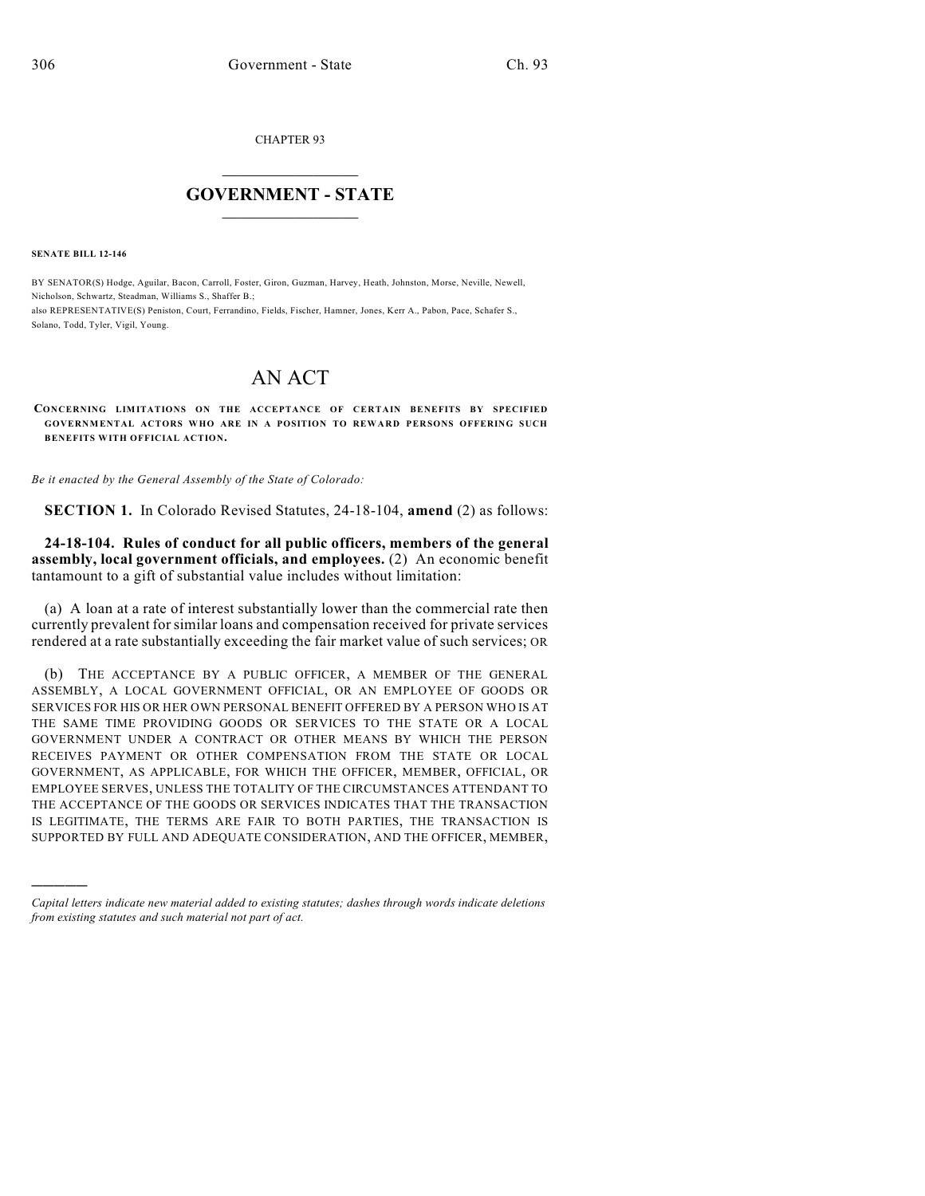CHAPTER 93

# GOVERNMENT - STATE

**SENATE BILL 12-146**

BY SENATOR(S) Hodge, Aguilar, Bacon, Carroll, Foster, Giron, Guzman, Harvey, Heath, Johnston, Morse, Neville, Newell, Nicholson, Schwartz, Steadman, Williams S., Shaffer B.;
also REPRESENTATIVE(S) Peniston, Court, Ferrandino, Fields, Fischer, Hamner, Jones, Kerr A., Pabon, Pace, Schafer S., Solano, Todd, Tyler, Vigil, Young.

# AN ACT

**CONCERNING LIMITATIONS ON THE ACCEPTANCE OF CERTAIN BENEFITS BY SPECIFIED GOVERNMENTAL ACTORS WHO ARE IN A POSITION TO REWARD PERSONS OFFERING SUCH BENEFITS WITH OFFICIAL ACTION.**

*Be it enacted by the General Assembly of the State of Colorado:*

**SECTION 1.** In Colorado Revised Statutes, 24-18-104, **amend** (2) as follows:

**24-18-104. Rules of conduct for all public officers, members of the general assembly, local government officials, and employees.** (2) An economic benefit tantamount to a gift of substantial value includes without limitation:

(a) A loan at a rate of interest substantially lower than the commercial rate then currently prevalent for similar loans and compensation received for private services rendered at a rate substantially exceeding the fair market value of such services; OR

(b) THE ACCEPTANCE BY A PUBLIC OFFICER, A MEMBER OF THE GENERAL ASSEMBLY, A LOCAL GOVERNMENT OFFICIAL, OR AN EMPLOYEE OF GOODS OR SERVICES FOR HIS OR HER OWN PERSONAL BENEFIT OFFERED BY A PERSON WHO IS AT THE SAME TIME PROVIDING GOODS OR SERVICES TO THE STATE OR A LOCAL GOVERNMENT UNDER A CONTRACT OR OTHER MEANS BY WHICH THE PERSON RECEIVES PAYMENT OR OTHER COMPENSATION FROM THE STATE OR LOCAL GOVERNMENT, AS APPLICABLE, FOR WHICH THE OFFICER, MEMBER, OFFICIAL, OR EMPLOYEE SERVES, UNLESS THE TOTALITY OF THE CIRCUMSTANCES ATTENDANT TO THE ACCEPTANCE OF THE GOODS OR SERVICES INDICATES THAT THE TRANSACTION IS LEGITIMATE, THE TERMS ARE FAIR TO BOTH PARTIES, THE TRANSACTION IS SUPPORTED BY FULL AND ADEQUATE CONSIDERATION, AND THE OFFICER, MEMBER,

---

*Capital letters indicate new material added to existing statutes; dashes through words indicate deletions from existing statutes and such material not part of act.*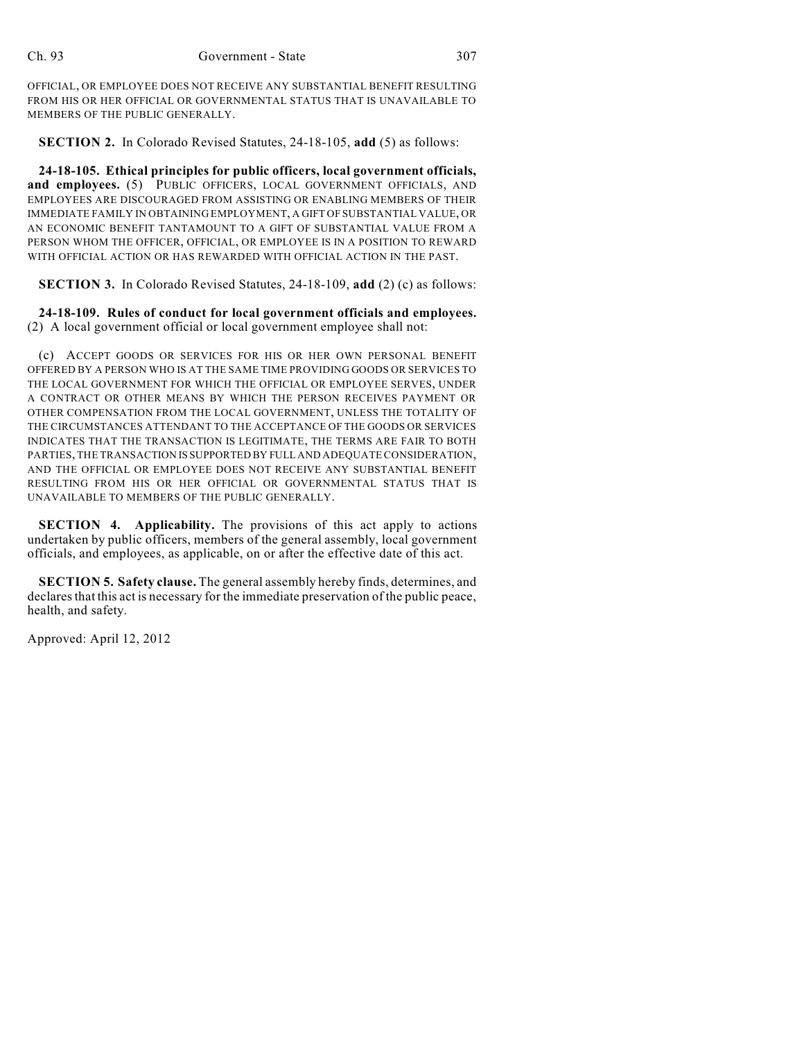OFFICIAL, OR EMPLOYEE DOES NOT RECEIVE ANY SUBSTANTIAL BENEFIT RESULTING FROM HIS OR HER OFFICIAL OR GOVERNMENTAL STATUS THAT IS UNAVAILABLE TO MEMBERS OF THE PUBLIC GENERALLY.

**SECTION 2.** In Colorado Revised Statutes, 24-18-105, **add** (5) as follows:

**24-18-105. Ethical principles for public officers, local government officials, and employees.** (5) PUBLIC OFFICERS, LOCAL GOVERNMENT OFFICIALS, AND EMPLOYEES ARE DISCOURAGED FROM ASSISTING OR ENABLING MEMBERS OF THEIR IMMEDIATE FAMILY IN OBTAINING EMPLOYMENT, A GIFT OF SUBSTANTIAL VALUE, OR AN ECONOMIC BENEFIT TANTAMOUNT TO A GIFT OF SUBSTANTIAL VALUE FROM A PERSON WHOM THE OFFICER, OFFICIAL, OR EMPLOYEE IS IN A POSITION TO REWARD WITH OFFICIAL ACTION OR HAS REWARDED WITH OFFICIAL ACTION IN THE PAST.

**SECTION 3.** In Colorado Revised Statutes, 24-18-109, **add** (2) (c) as follows:

**24-18-109. Rules of conduct for local government officials and employees.** (2) A local government official or local government employee shall not:

(c) ACCEPT GOODS OR SERVICES FOR HIS OR HER OWN PERSONAL BENEFIT OFFERED BY A PERSON WHO IS AT THE SAME TIME PROVIDING GOODS OR SERVICES TO THE LOCAL GOVERNMENT FOR WHICH THE OFFICIAL OR EMPLOYEE SERVES, UNDER A CONTRACT OR OTHER MEANS BY WHICH THE PERSON RECEIVES PAYMENT OR OTHER COMPENSATION FROM THE LOCAL GOVERNMENT, UNLESS THE TOTALITY OF THE CIRCUMSTANCES ATTENDANT TO THE ACCEPTANCE OF THE GOODS OR SERVICES INDICATES THAT THE TRANSACTION IS LEGITIMATE, THE TERMS ARE FAIR TO BOTH PARTIES, THE TRANSACTION IS SUPPORTED BY FULL AND ADEQUATE CONSIDERATION, AND THE OFFICIAL OR EMPLOYEE DOES NOT RECEIVE ANY SUBSTANTIAL BENEFIT RESULTING FROM HIS OR HER OFFICIAL OR GOVERNMENTAL STATUS THAT IS UNAVAILABLE TO MEMBERS OF THE PUBLIC GENERALLY.

**SECTION 4. Applicability.** The provisions of this act apply to actions undertaken by public officers, members of the general assembly, local government officials, and employees, as applicable, on or after the effective date of this act.

**SECTION 5. Safety clause.** The general assembly hereby finds, determines, and declares that this act is necessary for the immediate preservation of the public peace, health, and safety.

Approved: April 12, 2012